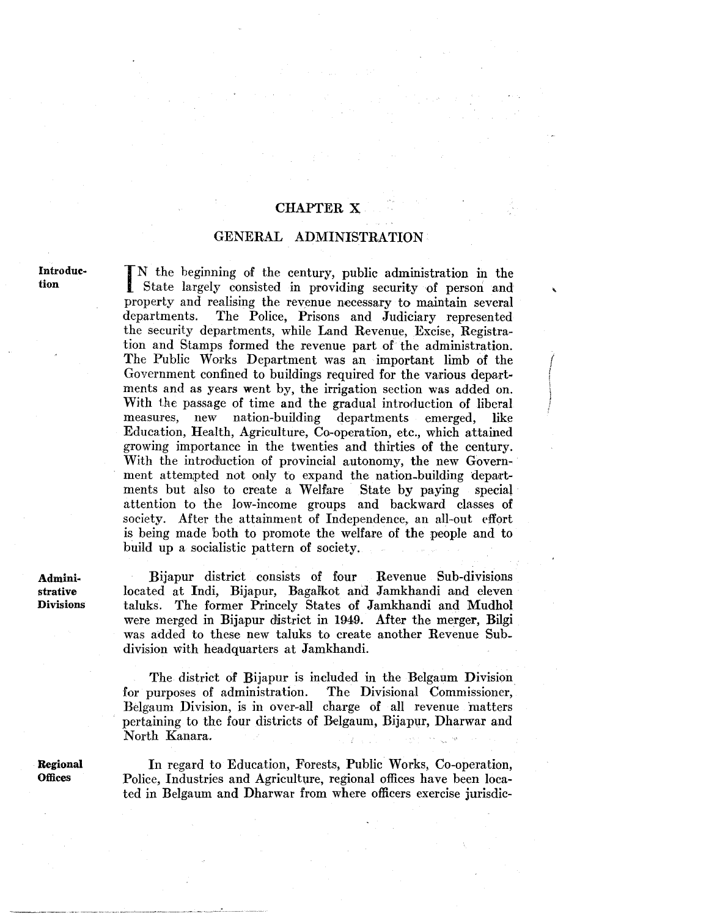# CHAPTER X

## GENERAL ADMINISTRATION

**Introduction**

IN the beginning of the century, public administration in the State largely consisted in providing security of person and property and realising the revenue necessary to maintain several departments. The Police, Prisons and Judiciary represented the security departments, while Land Revenue, Excise, Registration and Stamps formed the revenue part of the administration. The Public Works Department was an important limb of the Government confined to buildings required for the various departments and as years went by, the irrigation section was added on. With the passage of time and the gradual introduction of liberal measures, new nation-building departments emerged, like Education, Health, Agriculture, Co-operation, etc., which attained growing importance in the twenties and thirties of the century. With the introduction of provincial autonomy, the new Government attempted not only to expand the nation-building departments but also to create a Welfare State by paying special attention to the low-income groups and backward classes of society. After the attainment of Independence, an all-out effort is being made both to promote the welfare of the people and to build up a socialistic pattern of society.

**Administrative Divisions**

Bijapur district consists of four Revenue Sub-divisions located at Indi, Bijapur, Bagalkot and Jamkhandi and eleven taluks. The former Princely States of Jamkhandi and Mudhol were merged in Bijapur district in 1949. After the merger, Bilgi was added to these new taluks to create another Revenue Sub-division with headquarters at Jamkhandi.

The district of Bijapur is included in the Belgaum Division for purposes of administration. The Divisional Commissioner, Belgaum Division, is in over-all charge of all revenue matters pertaining to the four districts of Belgaum, Bijapur, Dharwar and North Kanara.

**Regional Offices**

In regard to Education, Forests, Public Works, Co-operation, Police, Industries and Agriculture, regional offices have been located in Belgaum and Dharwar from where officers exercise jurisdic-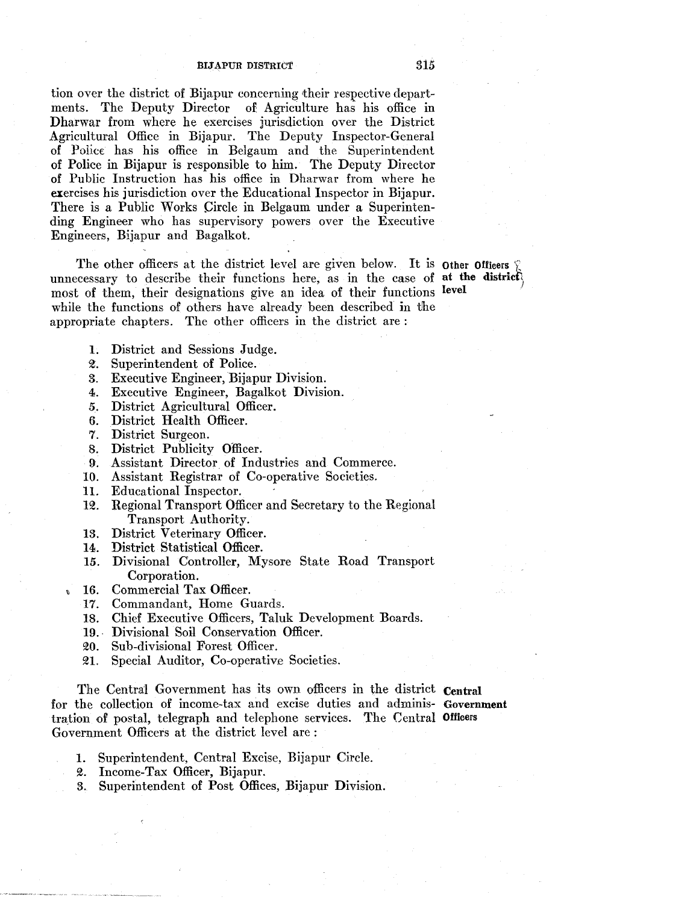tion over the district of Bijapur concerning their respective departments. The Deputy Director of Agriculture has his office in Dharwar from where he exercises jurisdiction over the District Agricultural Office in Bijapur. The Deputy Inspector-General of Police has his office in Belgaum and the Superintendent of Police in Bijapur is responsible to him. The Deputy Director of Public Instruction has his office in Dharwar from where he exercises his jurisdiction over the Educational Inspector in Bijapur. There is a Public Works Circle in Belgaum under a Superintending Engineer who has supervisory powers over the Executive Engineers, Bijapur and Bagalkot.

**Other Officers at the district level**

The other officers at the district level are given below. It is unnecessary to describe their functions here, as in the case of most of them, their designations give an idea of their functions while the functions of others have already been described in the appropriate chapters. The other officers in the district are :

1. District and Sessions Judge.
2. Superintendent of Police.
3. Executive Engineer, Bijapur Division.
4. Executive Engineer, Bagalkot Division.
5. District Agricultural Officer.
6. District Health Officer.
7. District Surgeon.
8. District Publicity Officer.
9. Assistant Director of Industries and Commerce.
10. Assistant Registrar of Co-operative Societies.
11. Educational Inspector.
12. Regional Transport Officer and Secretary to the Regional Transport Authority.
13. District Veterinary Officer.
14. District Statistical Officer.
15. Divisional Controller, Mysore State Road Transport Corporation.
16. Commercial Tax Officer.
17. Commandant, Home Guards.
18. Chief Executive Officers, Taluk Development Boards.
19. Divisional Soil Conservation Officer.
20. Sub-divisional Forest Officer.
21. Special Auditor, Co-operative Societies.

**Central Government Officers**

The Central Government has its own officers in the district for the collection of income-tax and excise duties and administration of postal, telegraph and telephone services. The Central Government Officers at the district level are :

1. Superintendent, Central Excise, Bijapur Circle.
2. Income-Tax Officer, Bijapur.
3. Superintendent of Post Offices, Bijapur Division.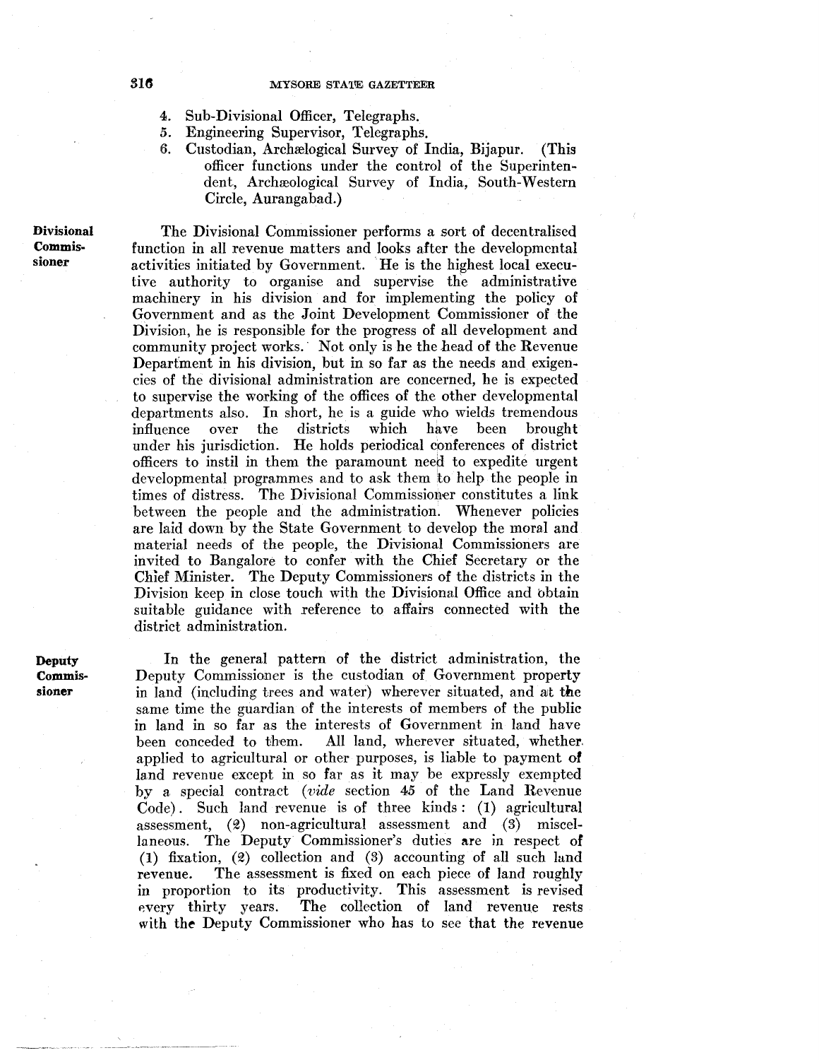4. Sub-Divisional Officer, Telegraphs.
5. Engineering Supervisor, Telegraphs.
6. Custodian, Archæological Survey of India, Bijapur. (This officer functions under the control of the Superintendent, Archæological Survey of India, South-Western Circle, Aurangabad.)

**Divisional Commissioner**

The Divisional Commissioner performs a sort of decentralised function in all revenue matters and looks after the developmental activities initiated by Government. He is the highest local executive authority to organise and supervise the administrative machinery in his division and for implementing the policy of Government and as the Joint Development Commissioner of the Division, he is responsible for the progress of all development and community project works. Not only is he the head of the Revenue Department in his division, but in so far as the needs and exigencies of the divisional administration are concerned, he is expected to supervise the working of the offices of the other developmental departments also. In short, he is a guide who wields tremendous influence over the districts which have been brought under his jurisdiction. He holds periodical conferences of district officers to instil in them the paramount need to expedite urgent developmental programmes and to ask them to help the people in times of distress. The Divisional Commissioner constitutes a link between the people and the administration. Whenever policies are laid down by the State Government to develop the moral and material needs of the people, the Divisional Commissioners are invited to Bangalore to confer with the Chief Secretary or the Chief Minister. The Deputy Commissioners of the districts in the Division keep in close touch with the Divisional Office and obtain suitable guidance with reference to affairs connected with the district administration.

**Deputy Commissioner**

In the general pattern of the district administration, the Deputy Commissioner is the custodian of Government property in land (including trees and water) wherever situated, and at the same time the guardian of the interests of members of the public in land in so far as the interests of Government in land have been conceded to them. All land, wherever situated, whether applied to agricultural or other purposes, is liable to payment of land revenue except in so far as it may be expressly exempted by a special contract (*vide* section 45 of the Land Revenue Code). Such land revenue is of three kinds: (1) agricultural assessment, (2) non-agricultural assessment and (3) miscellaneous. The Deputy Commissioner's duties are in respect of (1) fixation, (2) collection and (3) accounting of all such land revenue. The assessment is fixed on each piece of land roughly in proportion to its productivity. This assessment is revised every thirty years. The collection of land revenue rests with the Deputy Commissioner who has to see that the revenue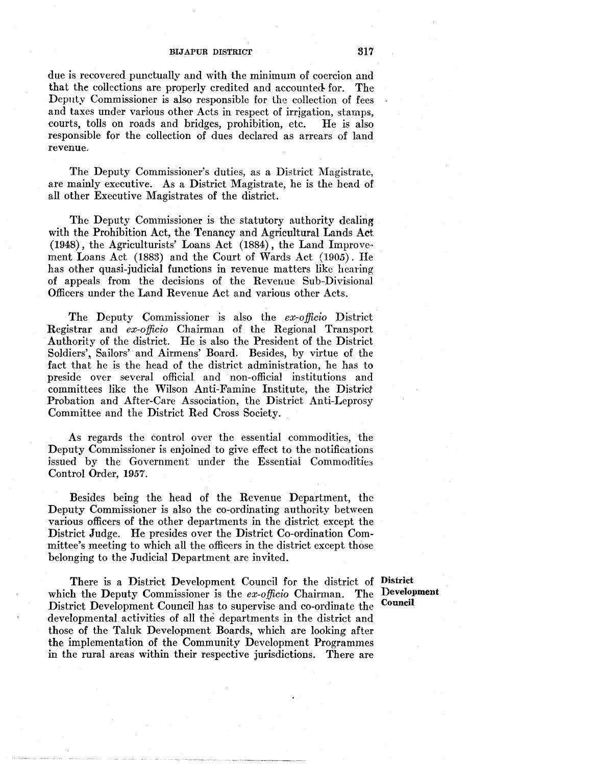due is recovered punctually and with the minimum of coercion and that the collections are properly credited and accounted for. The Deputy Commissioner is also responsible for the collection of fees and taxes under various other Acts in respect of irrigation, stamps, courts, tolls on roads and bridges, prohibition, etc. He is also responsible for the collection of dues declared as arrears of land revenue.

The Deputy Commissioner's duties, as a District Magistrate, are mainly executive. As a District Magistrate, he is the head of all other Executive Magistrates of the district.

The Deputy Commissioner is the statutory authority dealing with the Prohibition Act, the Tenancy and Agricultural Lands Act (1948), the Agriculturists' Loans Act (1884), the Land Improvement Loans Act (1883) and the Court of Wards Act (1905). He has other quasi-judicial functions in revenue matters like hearing of appeals from the decisions of the Revenue Sub-Divisional Officers under the Land Revenue Act and various other Acts.

The Deputy Commissioner is also the *ex-officio* District Registrar and *ex-officio* Chairman of the Regional Transport Authority of the district. He is also the President of the District Soldiers', Sailors' and Airmens' Board. Besides, by virtue of the fact that he is the head of the district administration, he has to preside over several official and non-official institutions and committees like the Wilson Anti-Famine Institute, the District Probation and After-Care Association, the District Anti-Leprosy Committee and the District Red Cross Society.

As regards the control over the essential commodities, the Deputy Commissioner is enjoined to give effect to the notifications issued by the Government under the Essential Commodities Control Order, 1957.

Besides being the head of the Revenue Department, the Deputy Commissioner is also the co-ordinating authority between various officers of the other departments in the district except the District Judge. He presides over the District Co-ordination Committee's meeting to which all the officers in the district except those belonging to the Judicial Department are invited.

**District Development Council**

There is a District Development Council for the district of which the Deputy Commissioner is the *ex-officio* Chairman. The District Development Council has to supervise and co-ordinate the developmental activities of all the departments in the district and those of the Taluk Development Boards, which are looking after the implementation of the Community Development Programmes in the rural areas within their respective jurisdictions. There are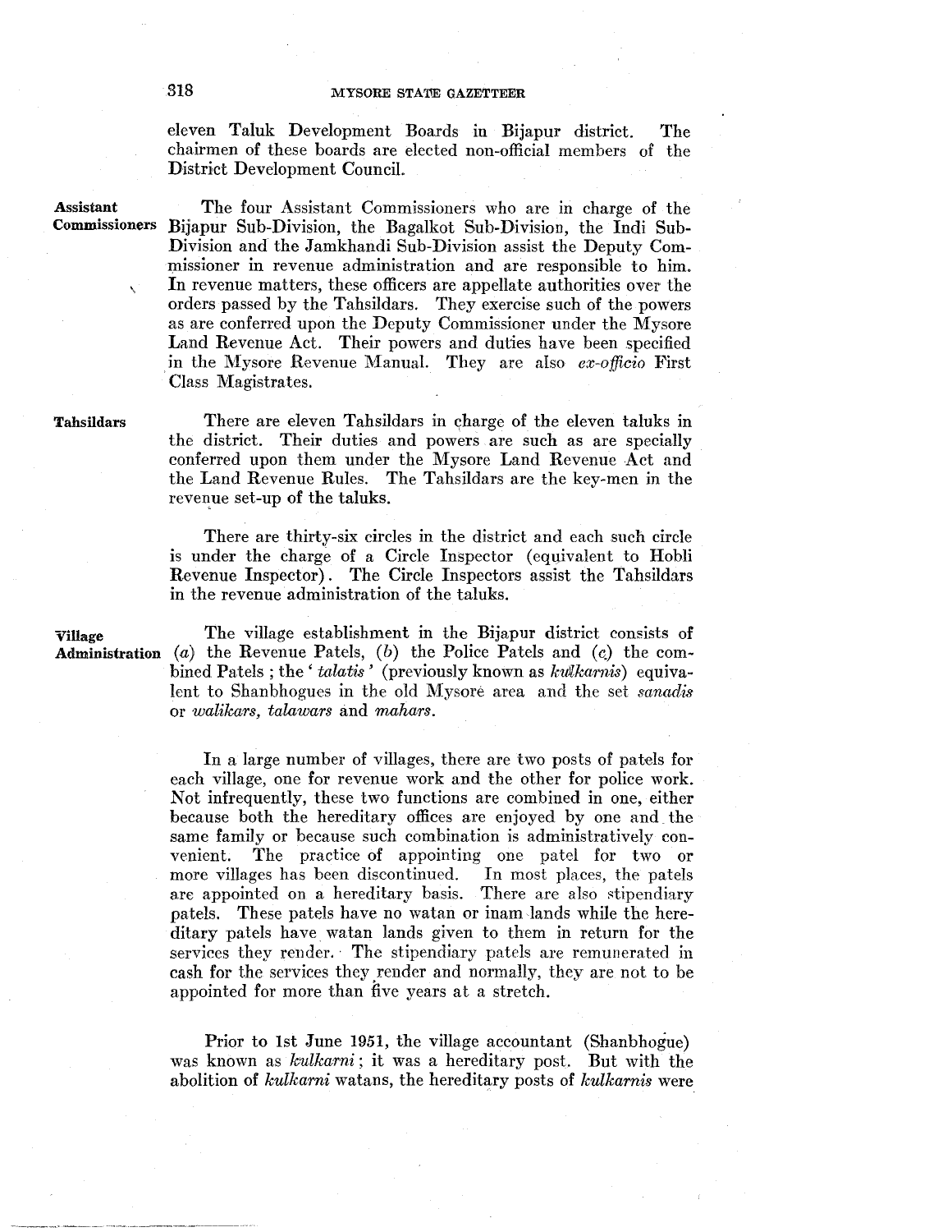eleven Taluk Development Boards in Bijapur district. The chairmen of these boards are elected non-official members of the District Development Council.

**Assistant Commissioners**

The four Assistant Commissioners who are in charge of the Bijapur Sub-Division, the Bagalkot Sub-Division, the Indi Sub-Division and the Jamkhandi Sub-Division assist the Deputy Commissioner in revenue administration and are responsible to him. In revenue matters, these officers are appellate authorities over the orders passed by the Tahsildars. They exercise such of the powers as are conferred upon the Deputy Commissioner under the Mysore Land Revenue Act. Their powers and duties have been specified in the Mysore Revenue Manual. They are also *ex-officio* First Class Magistrates.

**Tahsildars**

There are eleven Tahsildars in charge of the eleven taluks in the district. Their duties and powers are such as are specially conferred upon them under the Mysore Land Revenue Act and the Land Revenue Rules. The Tahsildars are the key-men in the revenue set-up of the taluks.

There are thirty-six circles in the district and each such circle is under the charge of a Circle Inspector (equivalent to Hobli Revenue Inspector). The Circle Inspectors assist the Tahsildars in the revenue administration of the taluks.

**Village Administration**

The village establishment in the Bijapur district consists of (*a*) the Revenue Patels, (*b*) the Police Patels and (*c*) the combined Patels ; the '*talatis*' (previously known as *kulkarnis*) equivalent to Shanbhogues in the old Mysore area and the set *sanadis* or *walikars*, *talawars* and *mahars*.

In a large number of villages, there are two posts of patels for each village, one for revenue work and the other for police work. Not infrequently, these two functions are combined in one, either because both the hereditary offices are enjoyed by one and the same family or because such combination is administratively convenient. The practice of appointing one patel for two or more villages has been discontinued. In most places, the patels are appointed on a hereditary basis. There are also stipendiary patels. These patels have no watan or inam lands while the hereditary patels have watan lands given to them in return for the services they render. The stipendiary patels are remunerated in cash for the services they render and normally, they are not to be appointed for more than five years at a stretch.

Prior to 1st June 1951, the village accountant (Shanbhogue) was known as *kulkarni*; it was a hereditary post. But with the abolition of *kulkarni* watans, the hereditary posts of *kulkarnis* were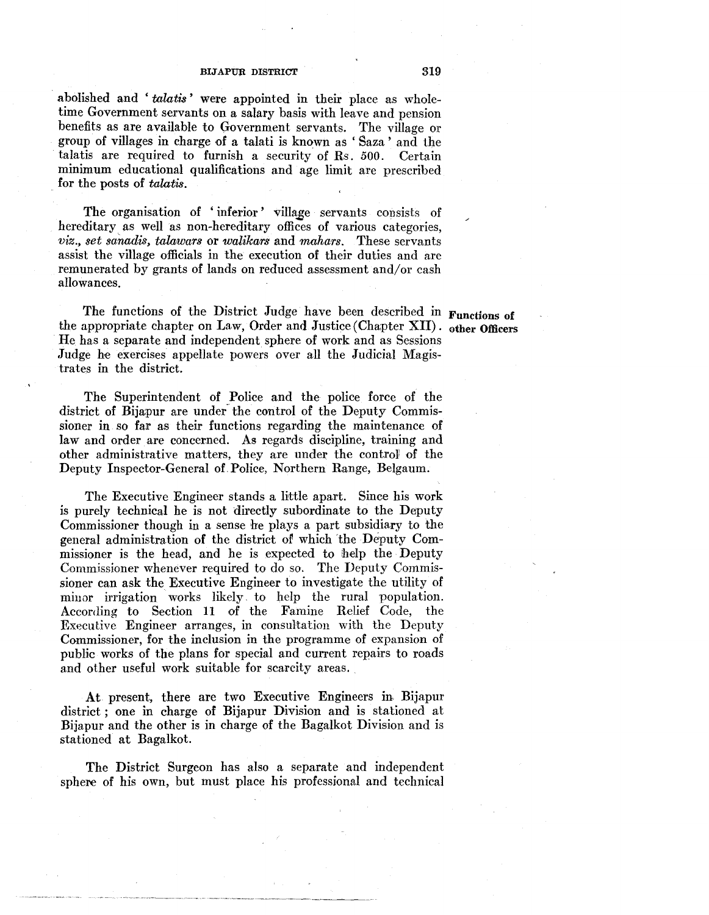abolished and '*talatis*' were appointed in their place as whole-time Government servants on a salary basis with leave and pension benefits as are available to Government servants. The village or group of villages in charge of a talati is known as 'Saza' and the talatis are required to furnish a security of Rs. 500. Certain minimum educational qualifications and age limit are prescribed for the posts of *talatis*.

The organisation of 'inferior' village servants consists of hereditary as well as non-hereditary offices of various categories, *viz., set sanadis, talawars* or *walikars* and *mahars*. These servants assist the village officials in the execution of their duties and are remunerated by grants of lands on reduced assessment and/or cash allowances.

**Functions of other Officers**

The functions of the District Judge have been described in the appropriate chapter on Law, Order and Justice (Chapter XII). He has a separate and independent sphere of work and as Sessions Judge he exercises appellate powers over all the Judicial Magistrates in the district.

The Superintendent of Police and the police force of the district of Bijapur are under the control of the Deputy Commissioner in so far as their functions regarding the maintenance of law and order are concerned. As regards discipline, training and other administrative matters, they are under the control of the Deputy Inspector-General of Police, Northern Range, Belgaum.

The Executive Engineer stands a little apart. Since his work is purely technical he is not directly subordinate to the Deputy Commissioner though in a sense he plays a part subsidiary to the general administration of the district of which the Deputy Commissioner is the head, and he is expected to help the Deputy Commissioner whenever required to do so. The Deputy Commissioner can ask the Executive Engineer to investigate the utility of minor irrigation works likely to help the rural population. According to Section 11 of the Famine Relief Code, the Executive Engineer arranges, in consultation with the Deputy Commissioner, for the inclusion in the programme of expansion of public works of the plans for special and current repairs to roads and other useful work suitable for scarcity areas.

At present, there are two Executive Engineers in Bijapur district; one in charge of Bijapur Division and is stationed at Bijapur and the other is in charge of the Bagalkot Division and is stationed at Bagalkot.

The District Surgeon has also a separate and independent sphere of his own, but must place his professional and technical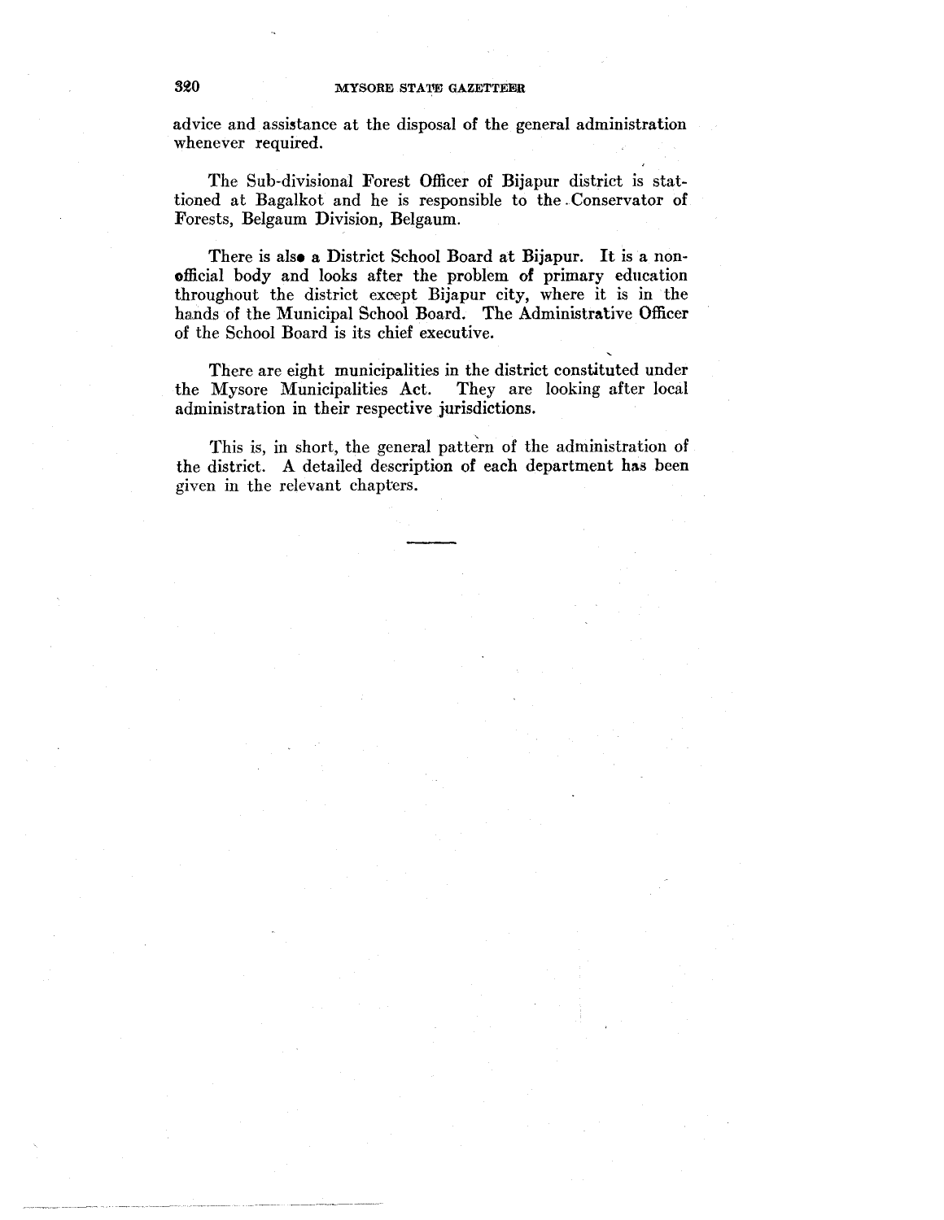advice and assistance at the disposal of the general administration whenever required.

The Sub-divisional Forest Officer of Bijapur district is stattioned at Bagalkot and he is responsible to the Conservator of Forests, Belgaum Division, Belgaum.

There is also a District School Board at Bijapur. It is a non-official body and looks after the problem of primary education throughout the district except Bijapur city, where it is in the hands of the Municipal School Board. The Administrative Officer of the School Board is its chief executive.

There are eight municipalities in the district constituted under the Mysore Municipalities Act. They are looking after local administration in their respective jurisdictions.

This is, in short, the general pattern of the administration of the district. A detailed description of each department has been given in the relevant chapters.